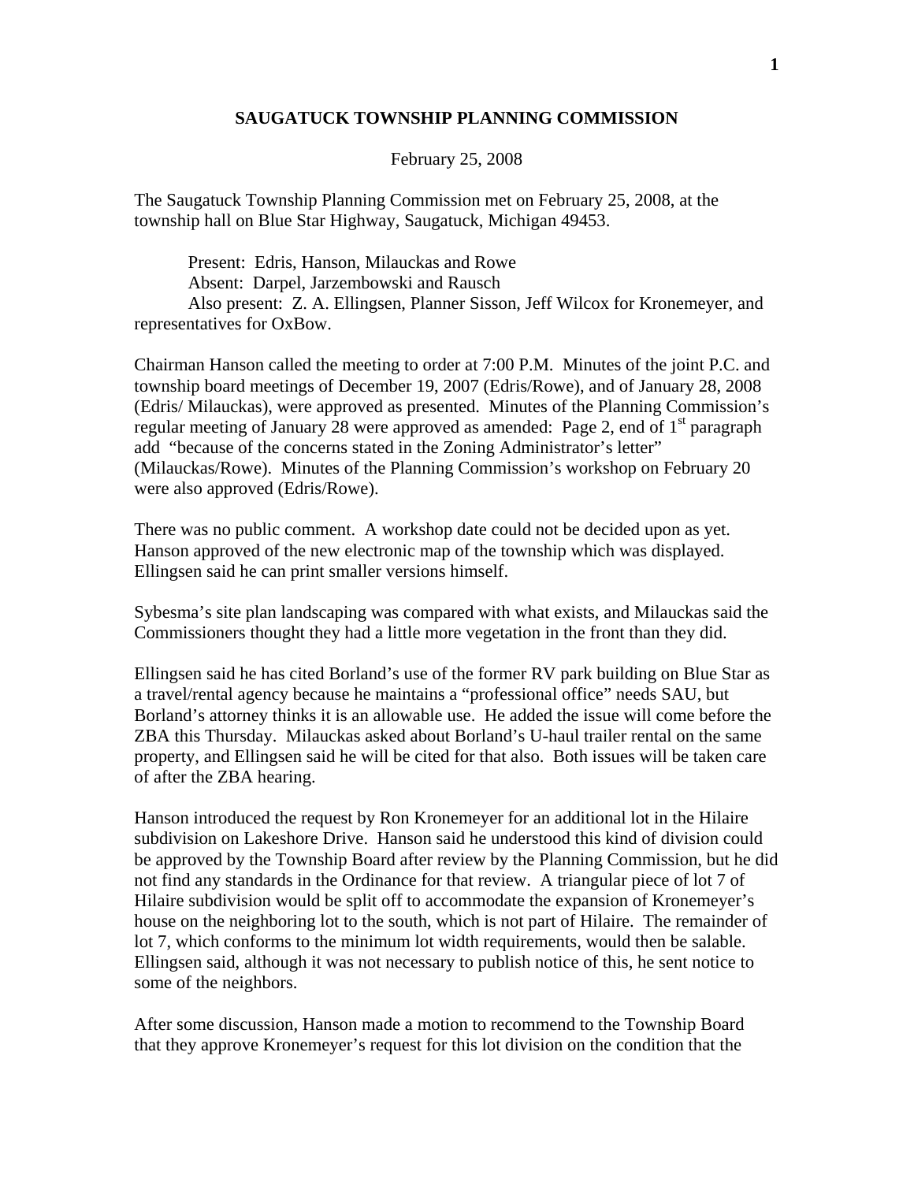# SAUGATUCK TOWNSHIP PLANNING COMMISSION

February 25, 2008

The Saugatuck Township Planning Commission met on February 25, 2008, at the township hall on Blue Star Highway, Saugatuck, Michigan 49453.

Present: Edris, Hanson, Milauckas and Rowe
Absent: Darpel, Jarzembowski and Rausch
Also present: Z. A. Ellingsen, Planner Sisson, Jeff Wilcox for Kronemeyer, and representatives for OxBow.

Chairman Hanson called the meeting to order at 7:00 P.M. Minutes of the joint P.C. and township board meetings of December 19, 2007 (Edris/Rowe), and of January 28, 2008 (Edris/ Milauckas), were approved as presented. Minutes of the Planning Commission's regular meeting of January 28 were approved as amended: Page 2, end of 1st paragraph add "because of the concerns stated in the Zoning Administrator's letter" (Milauckas/Rowe). Minutes of the Planning Commission's workshop on February 20 were also approved (Edris/Rowe).

There was no public comment. A workshop date could not be decided upon as yet. Hanson approved of the new electronic map of the township which was displayed. Ellingsen said he can print smaller versions himself.

Sybesma's site plan landscaping was compared with what exists, and Milauckas said the Commissioners thought they had a little more vegetation in the front than they did.

Ellingsen said he has cited Borland's use of the former RV park building on Blue Star as a travel/rental agency because he maintains a "professional office" needs SAU, but Borland's attorney thinks it is an allowable use. He added the issue will come before the ZBA this Thursday. Milauckas asked about Borland's U-haul trailer rental on the same property, and Ellingsen said he will be cited for that also. Both issues will be taken care of after the ZBA hearing.

Hanson introduced the request by Ron Kronemeyer for an additional lot in the Hilaire subdivision on Lakeshore Drive. Hanson said he understood this kind of division could be approved by the Township Board after review by the Planning Commission, but he did not find any standards in the Ordinance for that review. A triangular piece of lot 7 of Hilaire subdivision would be split off to accommodate the expansion of Kronemeyer's house on the neighboring lot to the south, which is not part of Hilaire. The remainder of lot 7, which conforms to the minimum lot width requirements, would then be salable. Ellingsen said, although it was not necessary to publish notice of this, he sent notice to some of the neighbors.

After some discussion, Hanson made a motion to recommend to the Township Board that they approve Kronemeyer's request for this lot division on the condition that the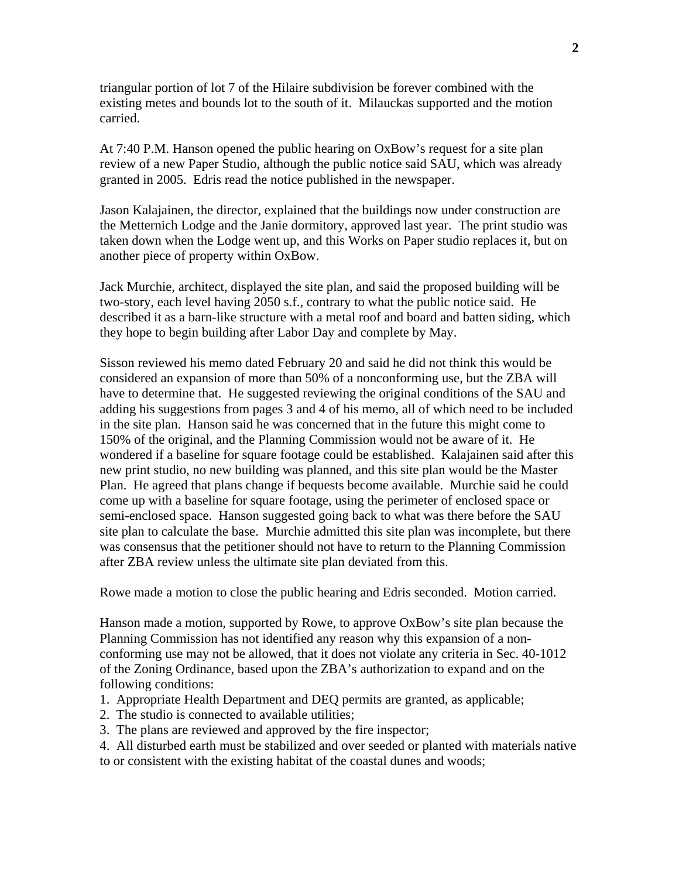triangular portion of lot 7 of the Hilaire subdivision be forever combined with the existing metes and bounds lot to the south of it. Milauckas supported and the motion carried.

At 7:40 P.M. Hanson opened the public hearing on OxBow's request for a site plan review of a new Paper Studio, although the public notice said SAU, which was already granted in 2005. Edris read the notice published in the newspaper.

Jason Kalajainen, the director, explained that the buildings now under construction are the Metternich Lodge and the Janie dormitory, approved last year. The print studio was taken down when the Lodge went up, and this Works on Paper studio replaces it, but on another piece of property within OxBow.

Jack Murchie, architect, displayed the site plan, and said the proposed building will be two-story, each level having 2050 s.f., contrary to what the public notice said. He described it as a barn-like structure with a metal roof and board and batten siding, which they hope to begin building after Labor Day and complete by May.

Sisson reviewed his memo dated February 20 and said he did not think this would be considered an expansion of more than 50% of a nonconforming use, but the ZBA will have to determine that. He suggested reviewing the original conditions of the SAU and adding his suggestions from pages 3 and 4 of his memo, all of which need to be included in the site plan. Hanson said he was concerned that in the future this might come to 150% of the original, and the Planning Commission would not be aware of it. He wondered if a baseline for square footage could be established. Kalajainen said after this new print studio, no new building was planned, and this site plan would be the Master Plan. He agreed that plans change if bequests become available. Murchie said he could come up with a baseline for square footage, using the perimeter of enclosed space or semi-enclosed space. Hanson suggested going back to what was there before the SAU site plan to calculate the base. Murchie admitted this site plan was incomplete, but there was consensus that the petitioner should not have to return to the Planning Commission after ZBA review unless the ultimate site plan deviated from this.

Rowe made a motion to close the public hearing and Edris seconded. Motion carried.

Hanson made a motion, supported by Rowe, to approve OxBow's site plan because the Planning Commission has not identified any reason why this expansion of a non-conforming use may not be allowed, that it does not violate any criteria in Sec. 40-1012 of the Zoning Ordinance, based upon the ZBA's authorization to expand and on the following conditions:

1. Appropriate Health Department and DEQ permits are granted, as applicable;
2. The studio is connected to available utilities;
3. The plans are reviewed and approved by the fire inspector;
4. All disturbed earth must be stabilized and over seeded or planted with materials native to or consistent with the existing habitat of the coastal dunes and woods;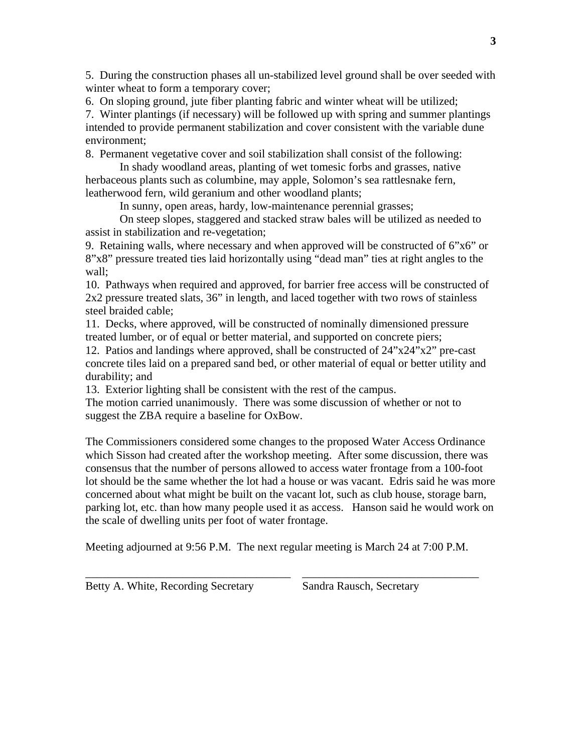5. During the construction phases all un-stabilized level ground shall be over seeded with winter wheat to form a temporary cover;

6. On sloping ground, jute fiber planting fabric and winter wheat will be utilized;

7. Winter plantings (if necessary) will be followed up with spring and summer plantings intended to provide permanent stabilization and cover consistent with the variable dune environment;

8. Permanent vegetative cover and soil stabilization shall consist of the following:

In shady woodland areas, planting of wet tomesic forbs and grasses, native herbaceous plants such as columbine, may apple, Solomon's sea rattlesnake fern, leatherwood fern, wild geranium and other woodland plants;

In sunny, open areas, hardy, low-maintenance perennial grasses;

On steep slopes, staggered and stacked straw bales will be utilized as needed to assist in stabilization and re-vegetation;

9. Retaining walls, where necessary and when approved will be constructed of 6"x6" or 8"x8" pressure treated ties laid horizontally using "dead man" ties at right angles to the wall;

10. Pathways when required and approved, for barrier free access will be constructed of 2x2 pressure treated slats, 36" in length, and laced together with two rows of stainless steel braided cable;

11. Decks, where approved, will be constructed of nominally dimensioned pressure treated lumber, or of equal or better material, and supported on concrete piers;

12. Patios and landings where approved, shall be constructed of 24"x24"x2" pre-cast concrete tiles laid on a prepared sand bed, or other material of equal or better utility and durability; and

13. Exterior lighting shall be consistent with the rest of the campus.

The motion carried unanimously. There was some discussion of whether or not to suggest the ZBA require a baseline for OxBow.

The Commissioners considered some changes to the proposed Water Access Ordinance which Sisson had created after the workshop meeting. After some discussion, there was consensus that the number of persons allowed to access water frontage from a 100-foot lot should be the same whether the lot had a house or was vacant. Edris said he was more concerned about what might be built on the vacant lot, such as club house, storage barn, parking lot, etc. than how many people used it as access. Hanson said he would work on the scale of dwelling units per foot of water frontage.

Meeting adjourned at 9:56 P.M. The next regular meeting is March 24 at 7:00 P.M.

| ____________________________________ | ________________________________ |
| --- | --- |
| Betty A. White, Recording Secretary | Sandra Rausch, Secretary |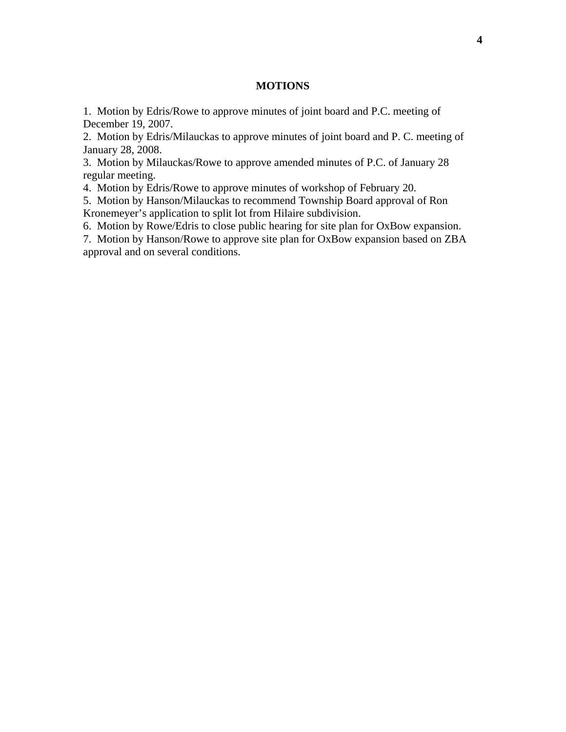## MOTIONS

1. Motion by Edris/Rowe to approve minutes of joint board and P.C. meeting of December 19, 2007.
2. Motion by Edris/Milauckas to approve minutes of joint board and P. C. meeting of January 28, 2008.
3. Motion by Milauckas/Rowe to approve amended minutes of P.C. of January 28 regular meeting.
4. Motion by Edris/Rowe to approve minutes of workshop of February 20.
5. Motion by Hanson/Milauckas to recommend Township Board approval of Ron Kronemeyer's application to split lot from Hilaire subdivision.
6. Motion by Rowe/Edris to close public hearing for site plan for OxBow expansion.
7. Motion by Hanson/Rowe to approve site plan for OxBow expansion based on ZBA approval and on several conditions.